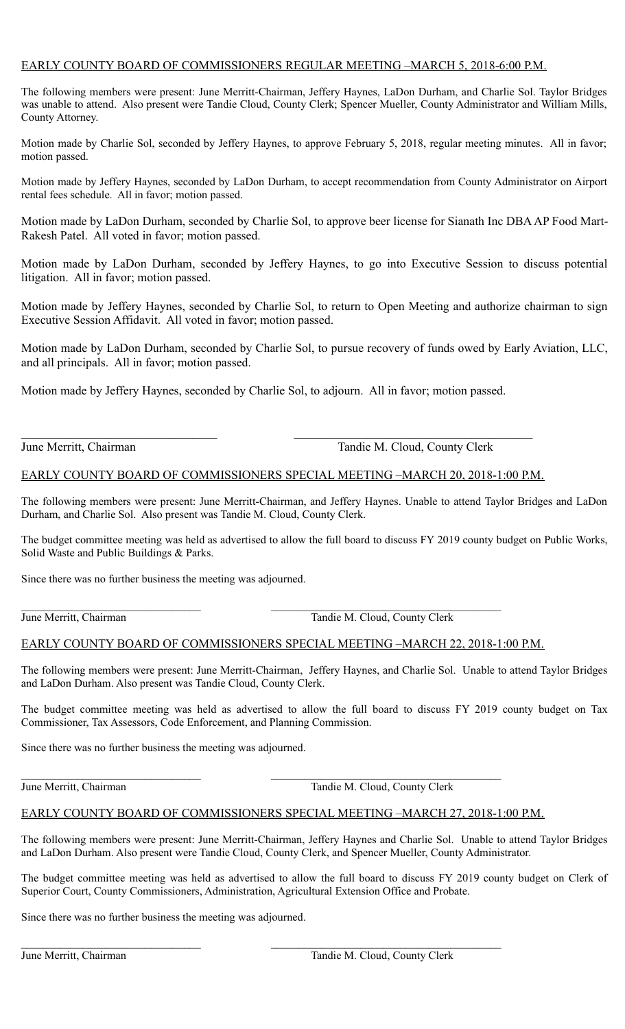EARLY COUNTY BOARD OF COMMISSIONERS REGULAR MEETING –MARCH 5, 2018-6:00 P.M.

The following members were present: June Merritt-Chairman, Jeffery Haynes, LaDon Durham, and Charlie Sol. Taylor Bridges was unable to attend. Also present were Tandie Cloud, County Clerk; Spencer Mueller, County Administrator and William Mills, County Attorney.

Motion made by Charlie Sol, seconded by Jeffery Haynes, to approve February 5, 2018, regular meeting minutes. All in favor; motion passed.

Motion made by Jeffery Haynes, seconded by LaDon Durham, to accept recommendation from County Administrator on Airport rental fees schedule. All in favor; motion passed.

Motion made by LaDon Durham, seconded by Charlie Sol, to approve beer license for Sianath Inc DBA AP Food Mart-Rakesh Patel. All voted in favor; motion passed.

Motion made by LaDon Durham, seconded by Jeffery Haynes, to go into Executive Session to discuss potential litigation. All in favor; motion passed.

Motion made by Jeffery Haynes, seconded by Charlie Sol, to return to Open Meeting and authorize chairman to sign Executive Session Affidavit. All voted in favor; motion passed.

Motion made by LaDon Durham, seconded by Charlie Sol, to pursue recovery of funds owed by Early Aviation, LLC, and all principals. All in favor; motion passed.

Motion made by Jeffery Haynes, seconded by Charlie Sol, to adjourn. All in favor; motion passed.

\_\_\_\_\_\_\_\_\_\_\_\_\_\_\_\_\_\_\_\_\_\_\_\_\_\_\_\_\_\_ \_\_\_\_\_\_\_\_\_\_\_\_\_\_\_\_\_\_\_\_\_\_\_\_\_\_\_\_\_\_\_\_\_\_\_\_\_\_

June Merritt, Chairman Tandie M. Cloud, County Clerk

EARLY COUNTY BOARD OF COMMISSIONERS SPECIAL MEETING –MARCH 20, 2018-1:00 P.M.

The following members were present: June Merritt-Chairman, and Jeffery Haynes. Unable to attend Taylor Bridges and LaDon Durham, and Charlie Sol. Also present was Tandie M. Cloud, County Clerk.

The budget committee meeting was held as advertised to allow the full board to discuss FY 2019 county budget on Public Works, Solid Waste and Public Buildings & Parks.

Since there was no further business the meeting was adjourned.

\_\_\_\_\_\_\_\_\_\_\_\_\_\_\_\_\_\_\_\_\_\_\_\_\_\_\_\_\_\_ \_\_\_\_\_\_\_\_\_\_\_\_\_\_\_\_\_\_\_\_\_\_\_\_\_\_\_\_\_\_\_\_\_\_\_\_\_\_

June Merritt, Chairman Tandie M. Cloud, County Clerk

EARLY COUNTY BOARD OF COMMISSIONERS SPECIAL MEETING –MARCH 22, 2018-1:00 P.M.

The following members were present: June Merritt-Chairman, Jeffery Haynes, and Charlie Sol. Unable to attend Taylor Bridges and LaDon Durham. Also present was Tandie Cloud, County Clerk.

The budget committee meeting was held as advertised to allow the full board to discuss FY 2019 county budget on Tax Commissioner, Tax Assessors, Code Enforcement, and Planning Commission.

Since there was no further business the meeting was adjourned.

\_\_\_\_\_\_\_\_\_\_\_\_\_\_\_\_\_\_\_\_\_\_\_\_\_\_\_\_\_\_ \_\_\_\_\_\_\_\_\_\_\_\_\_\_\_\_\_\_\_\_\_\_\_\_\_\_\_\_\_\_\_\_\_\_\_\_\_\_

June Merritt, Chairman Tandie M. Cloud, County Clerk

EARLY COUNTY BOARD OF COMMISSIONERS SPECIAL MEETING –MARCH 27, 2018-1:00 P.M.

The following members were present: June Merritt-Chairman, Jeffery Haynes and Charlie Sol. Unable to attend Taylor Bridges and LaDon Durham. Also present were Tandie Cloud, County Clerk, and Spencer Mueller, County Administrator.

The budget committee meeting was held as advertised to allow the full board to discuss FY 2019 county budget on Clerk of Superior Court, County Commissioners, Administration, Agricultural Extension Office and Probate.

Since there was no further business the meeting was adjourned.

\_\_\_\_\_\_\_\_\_\_\_\_\_\_\_\_\_\_\_\_\_\_\_\_\_\_\_\_\_\_ \_\_\_\_\_\_\_\_\_\_\_\_\_\_\_\_\_\_\_\_\_\_\_\_\_\_\_\_\_\_\_\_\_\_\_\_\_\_

June Merritt, Chairman Tandie M. Cloud, County Clerk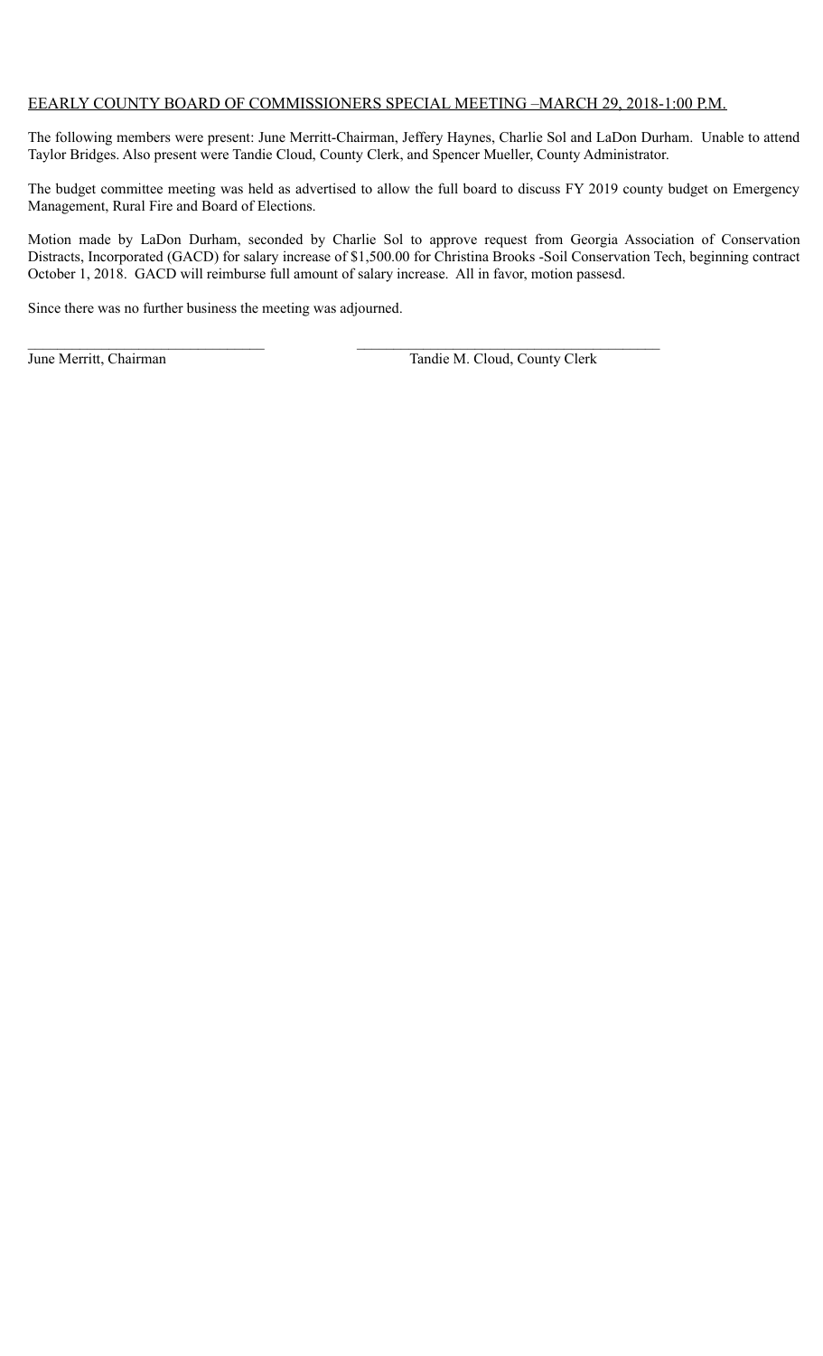EEARLY COUNTY BOARD OF COMMISSIONERS SPECIAL MEETING –MARCH 29, 2018-1:00 P.M.

The following members were present: June Merritt-Chairman, Jeffery Haynes, Charlie Sol and LaDon Durham. Unable to attend Taylor Bridges. Also present were Tandie Cloud, County Clerk, and Spencer Mueller, County Administrator.

The budget committee meeting was held as advertised to allow the full board to discuss FY 2019 county budget on Emergency Management, Rural Fire and Board of Elections.

Motion made by LaDon Durham, seconded by Charlie Sol to approve request from Georgia Association of Conservation Distracts, Incorporated (GACD) for salary increase of $1,500.00 for Christina Brooks -Soil Conservation Tech, beginning contract October 1, 2018. GACD will reimburse full amount of salary increase. All in favor, motion passesd.

Since there was no further business the meeting was adjourned.

\_\_\_\_\_\_\_\_\_\_\_\_\_\_\_\_\_\_\_\_\_\_\_\_\_\_\_\_\_\_\_\_ \_\_\_\_\_\_\_\_\_\_\_\_\_\_\_\_\_\_\_\_\_\_\_\_\_\_\_\_\_\_\_\_\_\_\_\_\_\_\_\_\_

June Merritt, Chairman Tandie M. Cloud, County Clerk